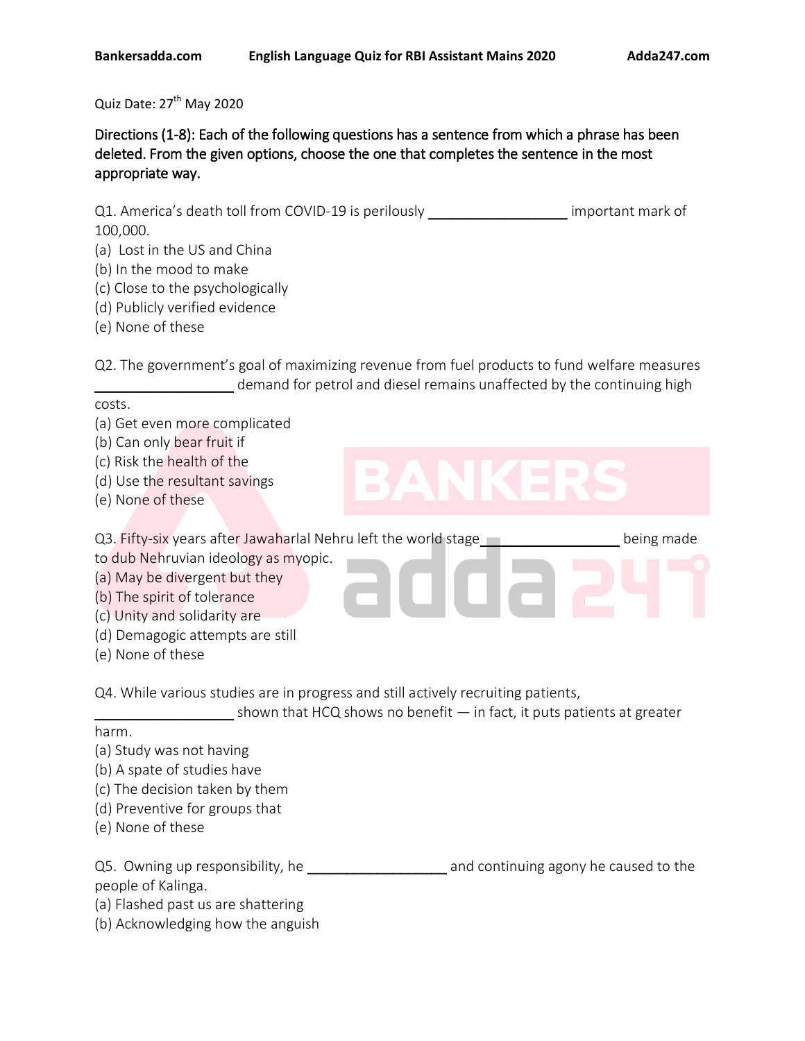Quiz Date: 27th May 2020

**Directions (1-8): Each of the following questions has a sentence from which a phrase has been deleted. From the given options, choose the one that completes the sentence in the most appropriate way.**

Q1. America's death toll from COVID-19 is perilously ________________ important mark of 100,000.

(a) Lost in the US and China
(b) In the mood to make
(c) Close to the psychologically
(d) Publicly verified evidence
(e) None of these

Q2. The government's goal of maximizing revenue from fuel products to fund welfare measures ________________ demand for petrol and diesel remains unaffected by the continuing high costs.

(a) Get even more complicated
(b) Can only bear fruit if
(c) Risk the health of the
(d) Use the resultant savings
(e) None of these

Q3. Fifty-six years after Jawaharlal Nehru left the world stage ________________ being made to dub Nehruvian ideology as myopic.

(a) May be divergent but they
(b) The spirit of tolerance
(c) Unity and solidarity are
(d) Demagogic attempts are still
(e) None of these

Q4. While various studies are in progress and still actively recruiting patients, ________________ shown that HCQ shows no benefit — in fact, it puts patients at greater harm.

(a) Study was not having
(b) A spate of studies have
(c) The decision taken by them
(d) Preventive for groups that
(e) None of these

Q5. Owning up responsibility, he ________________ and continuing agony he caused to the people of Kalinga.

(a) Flashed past us are shattering
(b) Acknowledging how the anguish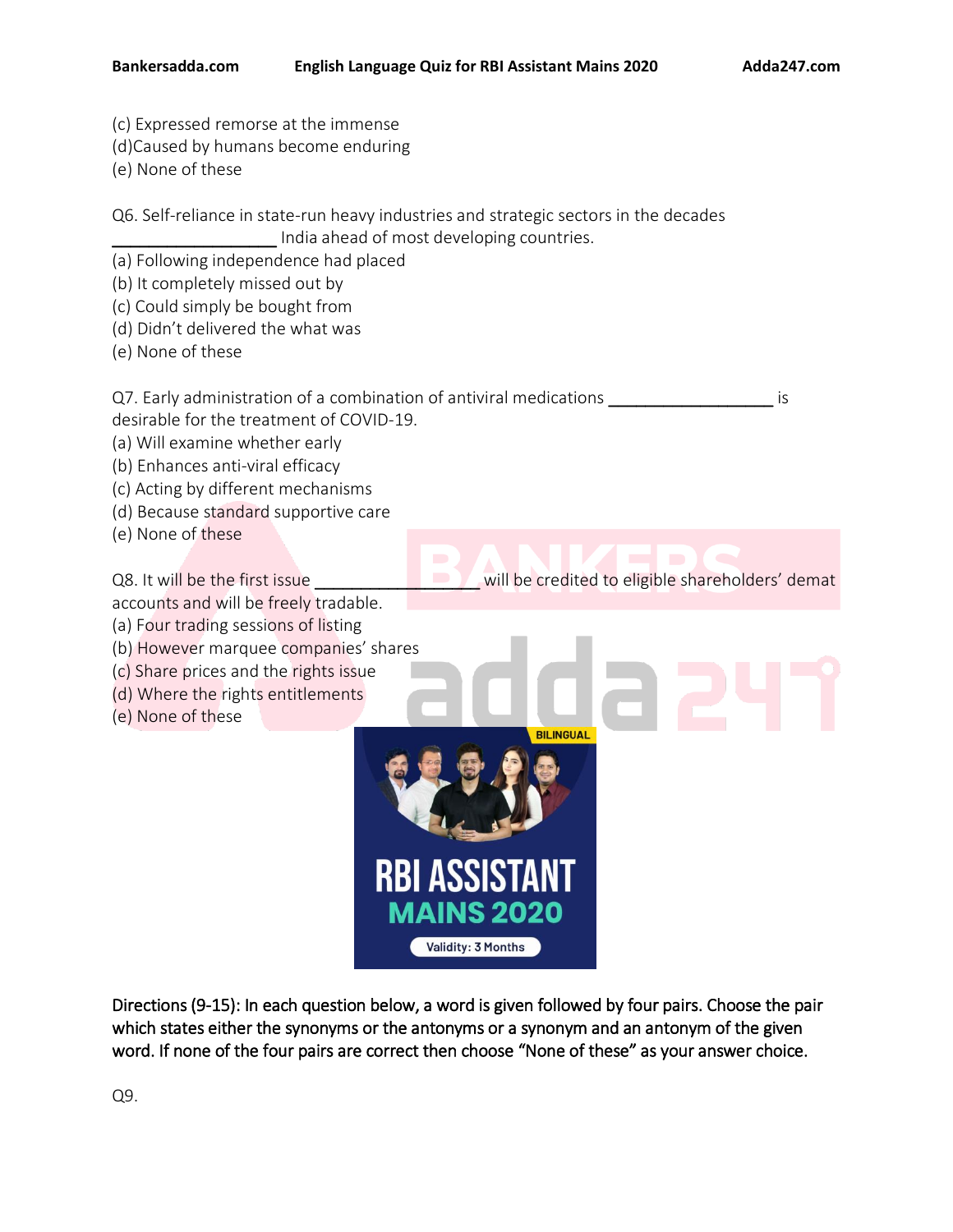(c) Expressed remorse at the immense
(d)Caused by humans become enduring
(e) None of these

Q6. Self-reliance in state-run heavy industries and strategic sectors in the decades _________________ India ahead of most developing countries.
(a) Following independence had placed
(b) It completely missed out by
(c) Could simply be bought from
(d) Didn't delivered the what was
(e) None of these

Q7. Early administration of a combination of antiviral medications _________________ is desirable for the treatment of COVID-19.
(a) Will examine whether early
(b) Enhances anti-viral efficacy
(c) Acting by different mechanisms
(d) Because standard supportive care
(e) None of these

Q8. It will be the first issue _________________ will be credited to eligible shareholders' demat accounts and will be freely tradable.
(a) Four trading sessions of listing
(b) However marquee companies' shares
(c) Share prices and the rights issue
(d) Where the rights entitlements
(e) None of these

**Directions (9-15): In each question below, a word is given followed by four pairs. Choose the pair which states either the synonyms or the antonyms or a synonym and an antonym of the given word. If none of the four pairs are correct then choose "None of these" as your answer choice.**

Q9.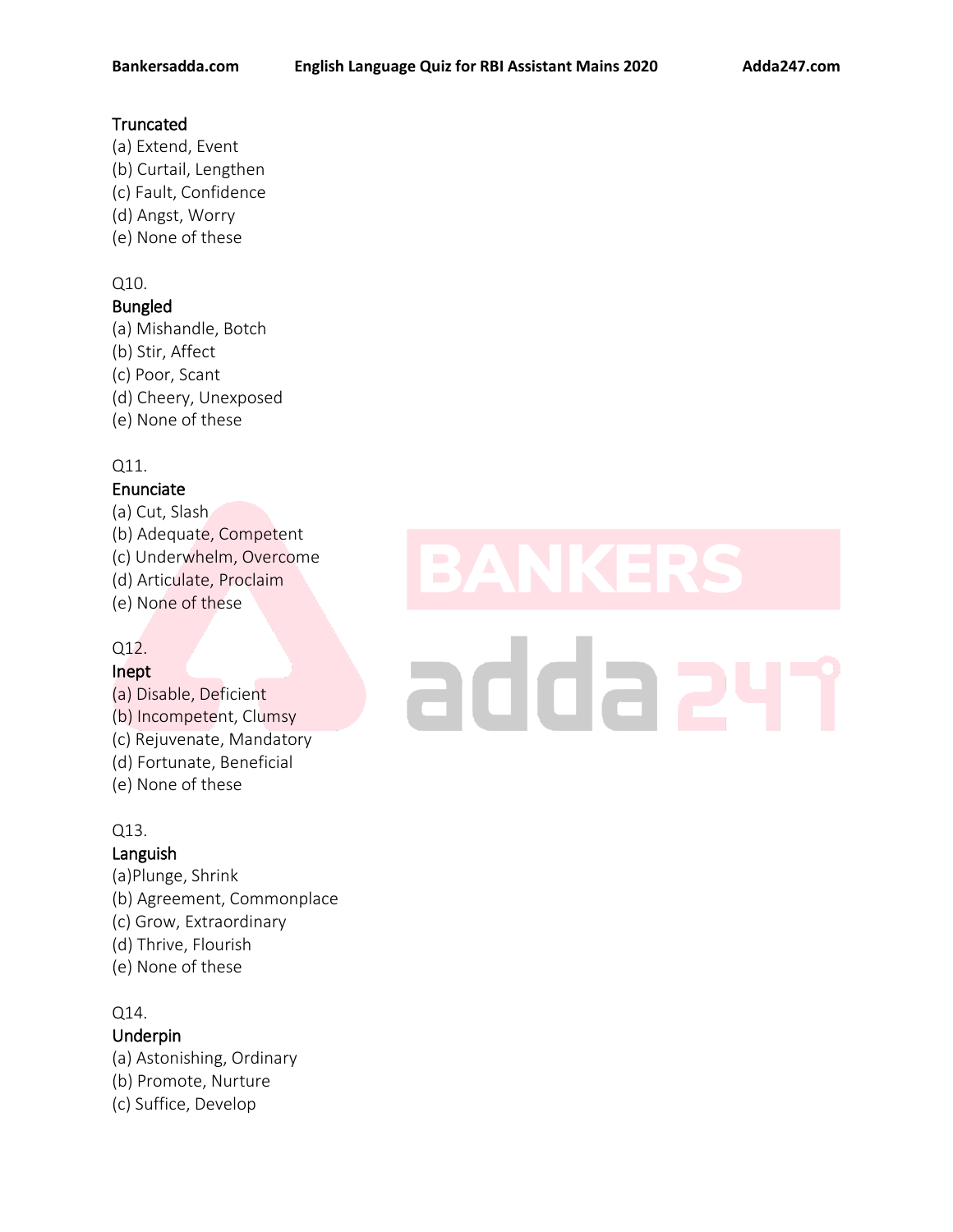**Truncated**
(a) Extend, Event
(b) Curtail, Lengthen
(c) Fault, Confidence
(d) Angst, Worry
(e) None of these

Q10.
**Bungled**
(a) Mishandle, Botch
(b) Stir, Affect
(c) Poor, Scant
(d) Cheery, Unexposed
(e) None of these

Q11.
**Enunciate**
(a) Cut, Slash
(b) Adequate, Competent
(c) Underwhelm, Overcome
(d) Articulate, Proclaim
(e) None of these

Q12.
**Inept**
(a) Disable, Deficient
(b) Incompetent, Clumsy
(c) Rejuvenate, Mandatory
(d) Fortunate, Beneficial
(e) None of these

Q13.
**Languish**
(a)Plunge, Shrink
(b) Agreement, Commonplace
(c) Grow, Extraordinary
(d) Thrive, Flourish
(e) None of these

Q14.
**Underpin**
(a) Astonishing, Ordinary
(b) Promote, Nurture
(c) Suffice, Develop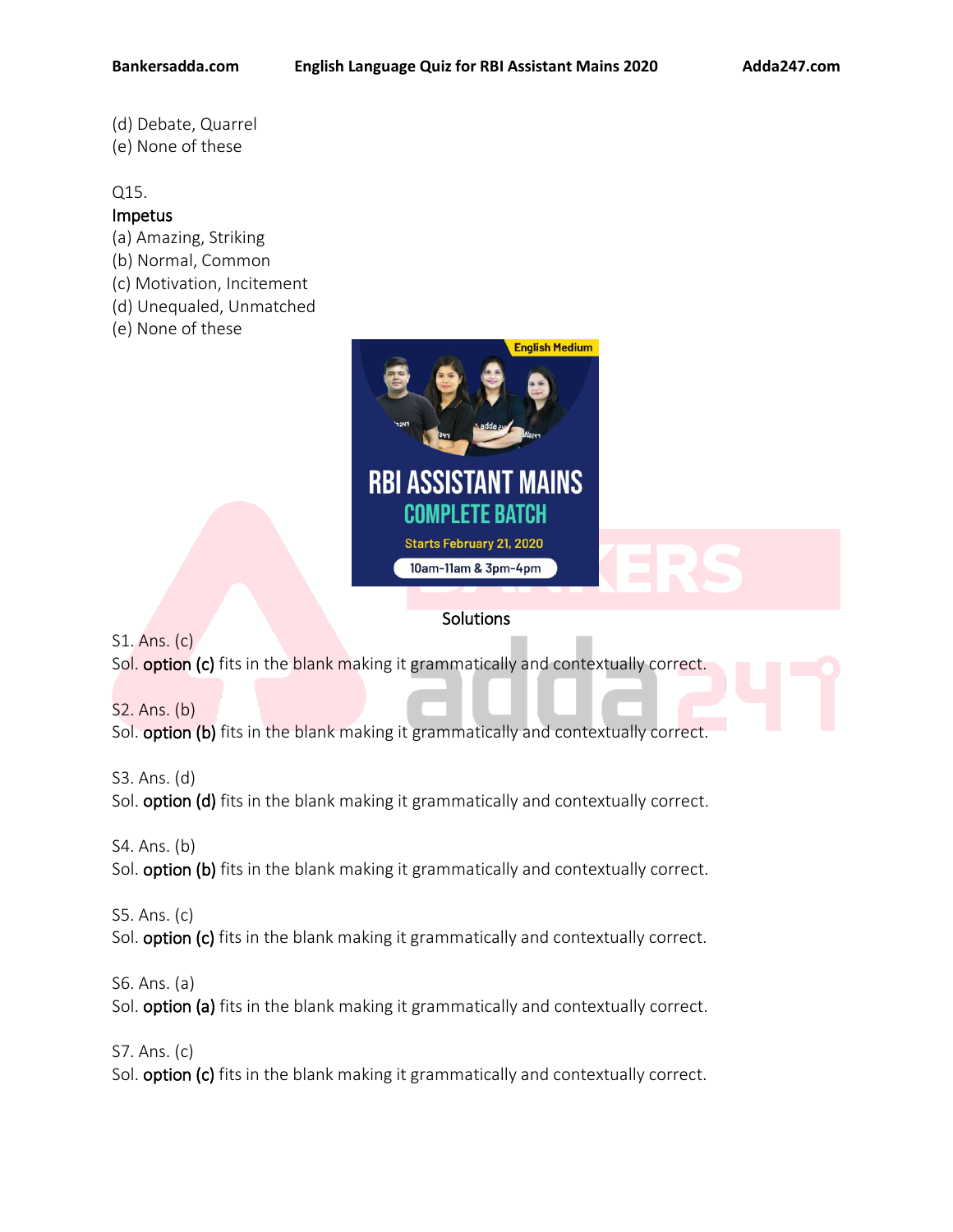(d) Debate, Quarrel
(e) None of these

Q15.
**Impetus**
(a) Amazing, Striking
(b) Normal, Common
(c) Motivation, Incitement
(d) Unequaled, Unmatched
(e) None of these

## Solutions

S1. Ans. (c)
Sol. option (c) fits in the blank making it grammatically and contextually correct.

S2. Ans. (b)
Sol. option (b) fits in the blank making it grammatically and contextually correct.

S3. Ans. (d)
Sol. option (d) fits in the blank making it grammatically and contextually correct.

S4. Ans. (b)
Sol. option (b) fits in the blank making it grammatically and contextually correct.

S5. Ans. (c)
Sol. option (c) fits in the blank making it grammatically and contextually correct.

S6. Ans. (a)
Sol. option (a) fits in the blank making it grammatically and contextually correct.

S7. Ans. (c)
Sol. option (c) fits in the blank making it grammatically and contextually correct.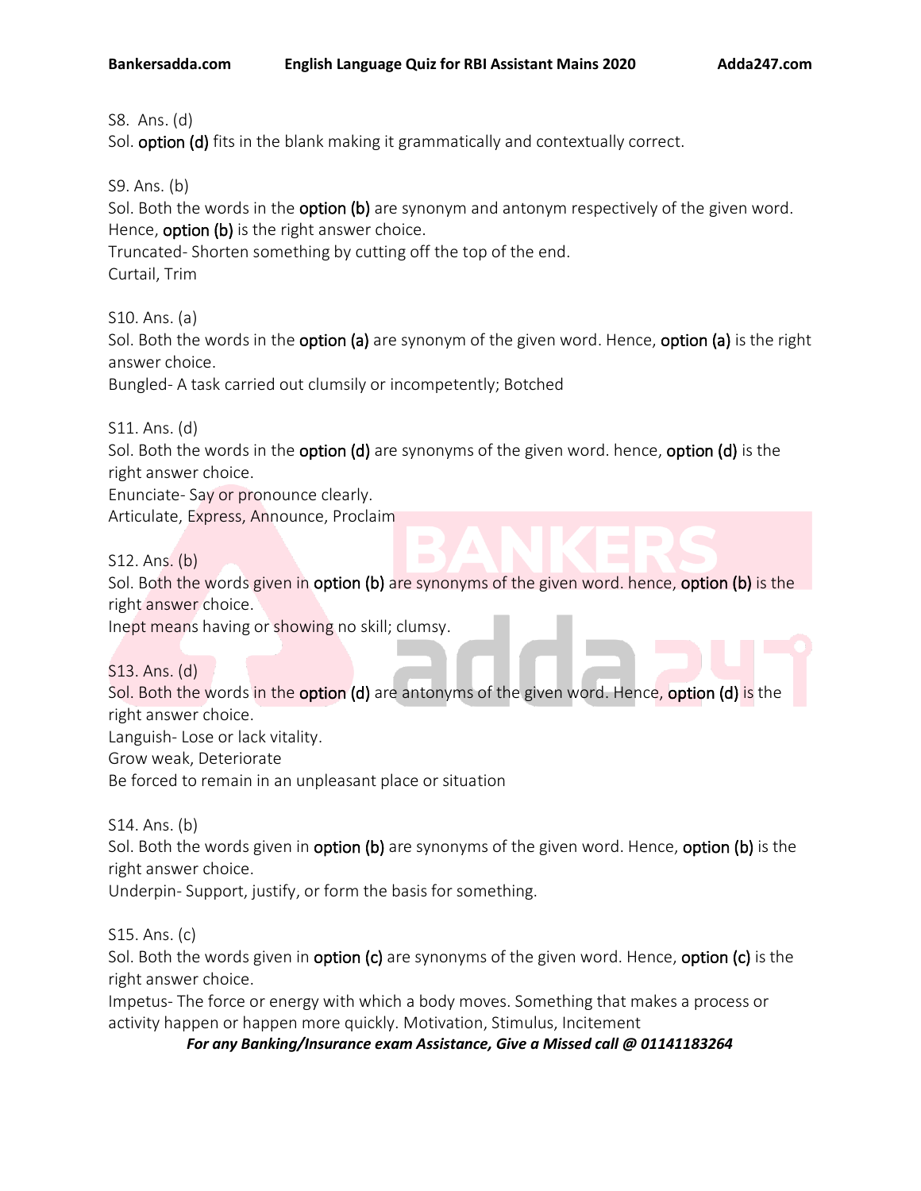S8. Ans. (d)
Sol. option (d) fits in the blank making it grammatically and contextually correct.

S9. Ans. (b)
Sol. Both the words in the option (b) are synonym and antonym respectively of the given word. Hence, option (b) is the right answer choice.
Truncated- Shorten something by cutting off the top of the end.
Curtail, Trim

S10. Ans. (a)
Sol. Both the words in the option (a) are synonym of the given word. Hence, option (a) is the right answer choice.
Bungled- A task carried out clumsily or incompetently; Botched

S11. Ans. (d)
Sol. Both the words in the option (d) are synonyms of the given word. hence, option (d) is the right answer choice.
Enunciate- Say or pronounce clearly.
Articulate, Express, Announce, Proclaim

S12. Ans. (b)
Sol. Both the words given in option (b) are synonyms of the given word. hence, option (b) is the right answer choice.
Inept means having or showing no skill; clumsy.

S13. Ans. (d)
Sol. Both the words in the option (d) are antonyms of the given word. Hence, option (d) is the right answer choice.
Languish- Lose or lack vitality.
Grow weak, Deteriorate
Be forced to remain in an unpleasant place or situation

S14. Ans. (b)
Sol. Both the words given in option (b) are synonyms of the given word. Hence, option (b) is the right answer choice.
Underpin- Support, justify, or form the basis for something.

S15. Ans. (c)
Sol. Both the words given in option (c) are synonyms of the given word. Hence, option (c) is the right answer choice.
Impetus- The force or energy with which a body moves. Something that makes a process or activity happen or happen more quickly. Motivation, Stimulus, Incitement